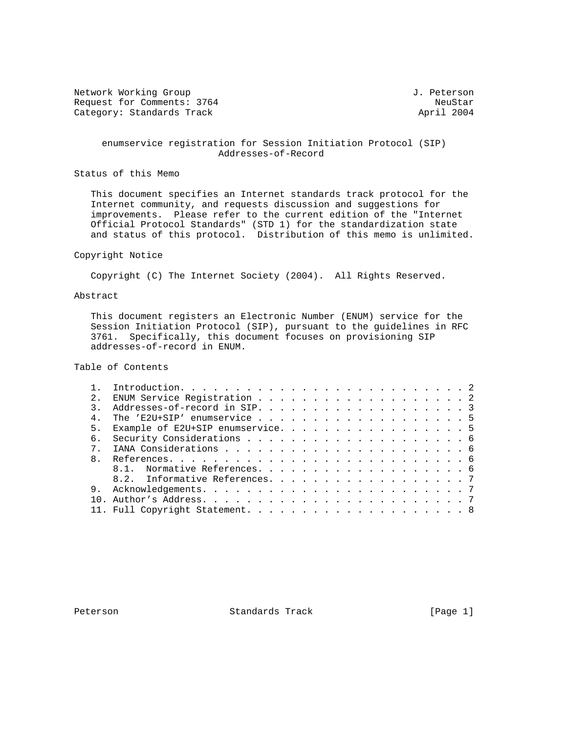Network Working Group J. Peterson
Request for Comments: 3764 NeuStar
Category: Standards Track April 2004

# enumservice registration for Session Initiation Protocol (SIP) Addresses-of-Record

## Status of this Memo

This document specifies an Internet standards track protocol for the Internet community, and requests discussion and suggestions for improvements. Please refer to the current edition of the "Internet Official Protocol Standards" (STD 1) for the standardization state and status of this protocol. Distribution of this memo is unlimited.

## Copyright Notice

Copyright (C) The Internet Society (2004). All Rights Reserved.

## Abstract

This document registers an Electronic Number (ENUM) service for the Session Initiation Protocol (SIP), pursuant to the guidelines in RFC 3761. Specifically, this document focuses on provisioning SIP addresses-of-record in ENUM.

## Table of Contents

1. Introduction. . . . . . . . . . . . . . . . . . . . . . . . . 2
2. ENUM Service Registration . . . . . . . . . . . . . . . . . . 2
3. Addresses-of-record in SIP. . . . . . . . . . . . . . . . . . 3
4. The 'E2U+SIP' enumservice . . . . . . . . . . . . . . . . . . 5
5. Example of E2U+SIP enumservice. . . . . . . . . . . . . . . . 5
6. Security Considerations . . . . . . . . . . . . . . . . . . . 6
7. IANA Considerations . . . . . . . . . . . . . . . . . . . . . 6
8. References. . . . . . . . . . . . . . . . . . . . . . . . . . 6
   8.1. Normative References. . . . . . . . . . . . . . . . . . . 6
   8.2. Informative References. . . . . . . . . . . . . . . . . . 7
9. Acknowledgements. . . . . . . . . . . . . . . . . . . . . . . 7
10. Author's Address. . . . . . . . . . . . . . . . . . . . . . . 7
11. Full Copyright Statement. . . . . . . . . . . . . . . . . . . 8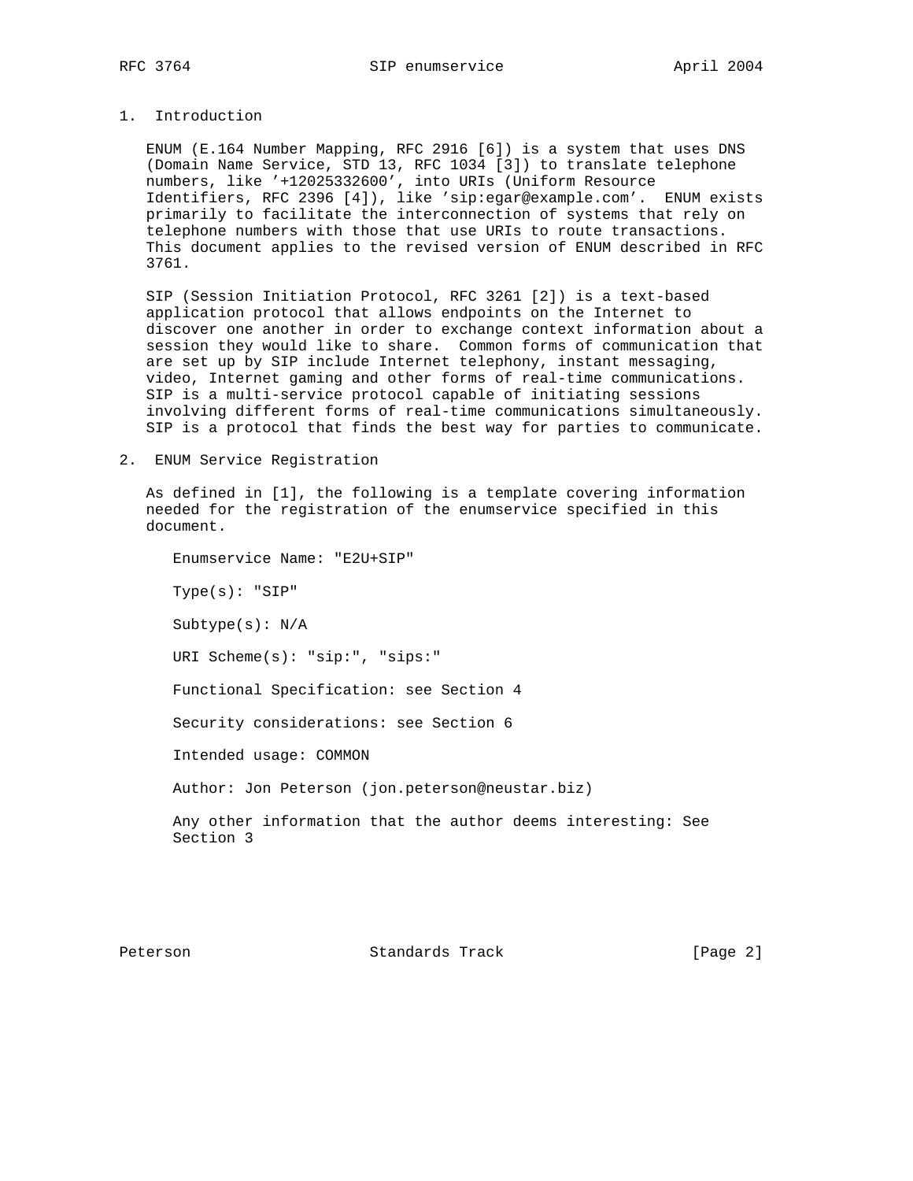## 1. Introduction

ENUM (E.164 Number Mapping, RFC 2916 [6]) is a system that uses DNS (Domain Name Service, STD 13, RFC 1034 [3]) to translate telephone numbers, like '+12025332600', into URIs (Uniform Resource Identifiers, RFC 2396 [4]), like 'sip:egar@example.com'. ENUM exists primarily to facilitate the interconnection of systems that rely on telephone numbers with those that use URIs to route transactions. This document applies to the revised version of ENUM described in RFC 3761.

SIP (Session Initiation Protocol, RFC 3261 [2]) is a text-based application protocol that allows endpoints on the Internet to discover one another in order to exchange context information about a session they would like to share. Common forms of communication that are set up by SIP include Internet telephony, instant messaging, video, Internet gaming and other forms of real-time communications. SIP is a multi-service protocol capable of initiating sessions involving different forms of real-time communications simultaneously. SIP is a protocol that finds the best way for parties to communicate.

## 2. ENUM Service Registration

As defined in [1], the following is a template covering information needed for the registration of the enumservice specified in this document.

Enumservice Name: "E2U+SIP"

Type(s): "SIP"

Subtype(s): N/A

URI Scheme(s): "sip:", "sips:"

Functional Specification: see Section 4

Security considerations: see Section 6

Intended usage: COMMON

Author: Jon Peterson (jon.peterson@neustar.biz)

Any other information that the author deems interesting: See Section 3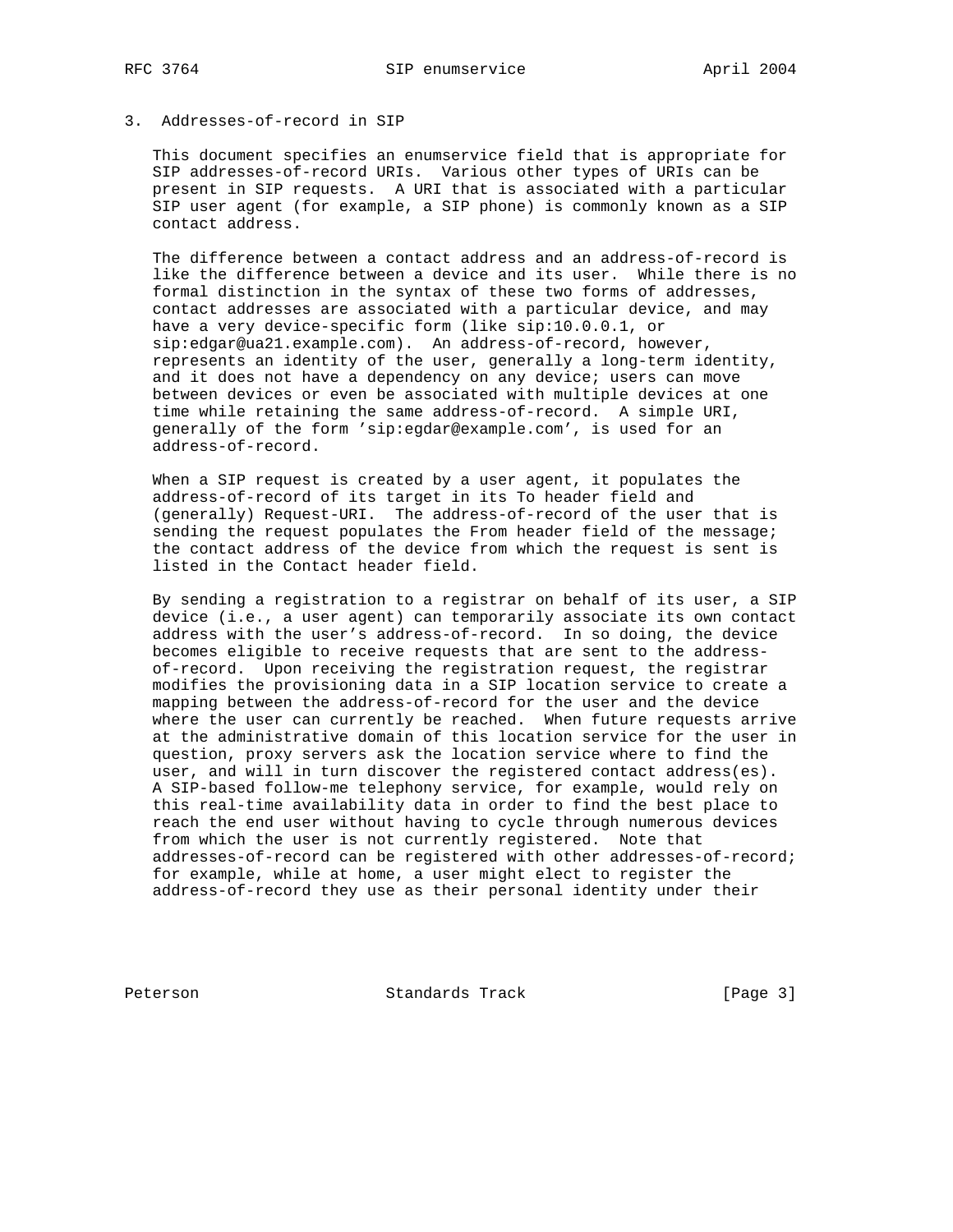## 3. Addresses-of-record in SIP

This document specifies an enumservice field that is appropriate for SIP addresses-of-record URIs. Various other types of URIs can be present in SIP requests. A URI that is associated with a particular SIP user agent (for example, a SIP phone) is commonly known as a SIP contact address.

The difference between a contact address and an address-of-record is like the difference between a device and its user. While there is no formal distinction in the syntax of these two forms of addresses, contact addresses are associated with a particular device, and may have a very device-specific form (like sip:10.0.0.1, or sip:edgar@ua21.example.com). An address-of-record, however, represents an identity of the user, generally a long-term identity, and it does not have a dependency on any device; users can move between devices or even be associated with multiple devices at one time while retaining the same address-of-record. A simple URI, generally of the form 'sip:egdar@example.com', is used for an address-of-record.

When a SIP request is created by a user agent, it populates the address-of-record of its target in its To header field and (generally) Request-URI. The address-of-record of the user that is sending the request populates the From header field of the message; the contact address of the device from which the request is sent is listed in the Contact header field.

By sending a registration to a registrar on behalf of its user, a SIP device (i.e., a user agent) can temporarily associate its own contact address with the user's address-of-record. In so doing, the device becomes eligible to receive requests that are sent to the address-of-record. Upon receiving the registration request, the registrar modifies the provisioning data in a SIP location service to create a mapping between the address-of-record for the user and the device where the user can currently be reached. When future requests arrive at the administrative domain of this location service for the user in question, proxy servers ask the location service where to find the user, and will in turn discover the registered contact address(es). A SIP-based follow-me telephony service, for example, would rely on this real-time availability data in order to find the best place to reach the end user without having to cycle through numerous devices from which the user is not currently registered. Note that addresses-of-record can be registered with other addresses-of-record; for example, while at home, a user might elect to register the address-of-record they use as their personal identity under their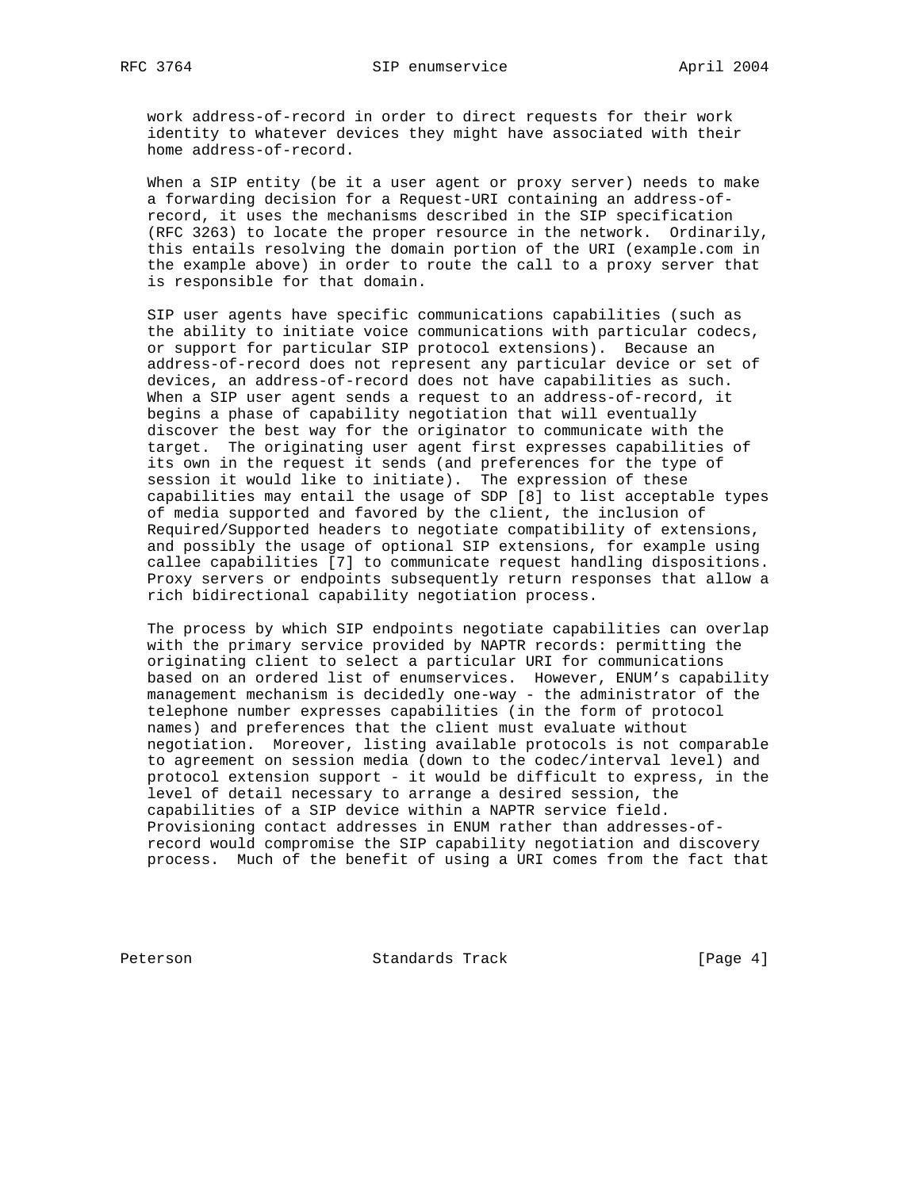work address-of-record in order to direct requests for their work identity to whatever devices they might have associated with their home address-of-record.

When a SIP entity (be it a user agent or proxy server) needs to make a forwarding decision for a Request-URI containing an address-of-record, it uses the mechanisms described in the SIP specification (RFC 3263) to locate the proper resource in the network. Ordinarily, this entails resolving the domain portion of the URI (example.com in the example above) in order to route the call to a proxy server that is responsible for that domain.

SIP user agents have specific communications capabilities (such as the ability to initiate voice communications with particular codecs, or support for particular SIP protocol extensions). Because an address-of-record does not represent any particular device or set of devices, an address-of-record does not have capabilities as such. When a SIP user agent sends a request to an address-of-record, it begins a phase of capability negotiation that will eventually discover the best way for the originator to communicate with the target. The originating user agent first expresses capabilities of its own in the request it sends (and preferences for the type of session it would like to initiate). The expression of these capabilities may entail the usage of SDP [8] to list acceptable types of media supported and favored by the client, the inclusion of Required/Supported headers to negotiate compatibility of extensions, and possibly the usage of optional SIP extensions, for example using callee capabilities [7] to communicate request handling dispositions. Proxy servers or endpoints subsequently return responses that allow a rich bidirectional capability negotiation process.

The process by which SIP endpoints negotiate capabilities can overlap with the primary service provided by NAPTR records: permitting the originating client to select a particular URI for communications based on an ordered list of enumservices. However, ENUM's capability management mechanism is decidedly one-way - the administrator of the telephone number expresses capabilities (in the form of protocol names) and preferences that the client must evaluate without negotiation. Moreover, listing available protocols is not comparable to agreement on session media (down to the codec/interval level) and protocol extension support - it would be difficult to express, in the level of detail necessary to arrange a desired session, the capabilities of a SIP device within a NAPTR service field. Provisioning contact addresses in ENUM rather than addresses-of-record would compromise the SIP capability negotiation and discovery process. Much of the benefit of using a URI comes from the fact that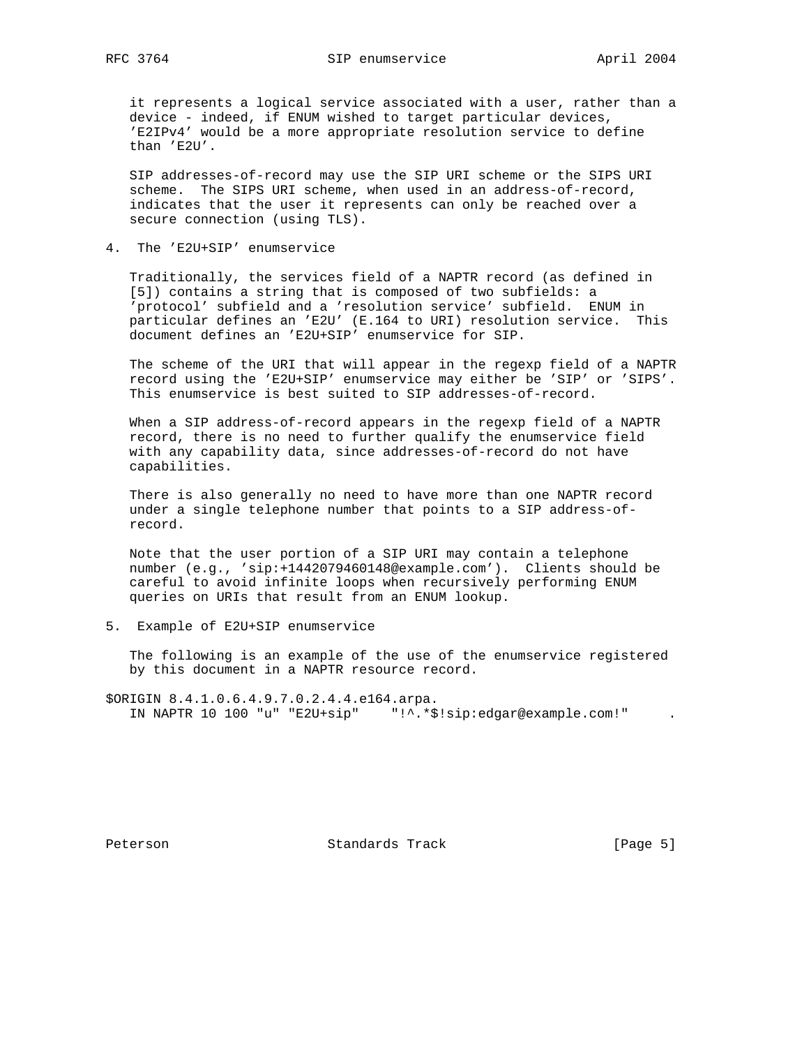it represents a logical service associated with a user, rather than a device - indeed, if ENUM wished to target particular devices, 'E2IPv4' would be a more appropriate resolution service to define than 'E2U'.

SIP addresses-of-record may use the SIP URI scheme or the SIPS URI scheme. The SIPS URI scheme, when used in an address-of-record, indicates that the user it represents can only be reached over a secure connection (using TLS).

## 4. The 'E2U+SIP' enumservice

Traditionally, the services field of a NAPTR record (as defined in [5]) contains a string that is composed of two subfields: a 'protocol' subfield and a 'resolution service' subfield. ENUM in particular defines an 'E2U' (E.164 to URI) resolution service. This document defines an 'E2U+SIP' enumservice for SIP.

The scheme of the URI that will appear in the regexp field of a NAPTR record using the 'E2U+SIP' enumservice may either be 'SIP' or 'SIPS'. This enumservice is best suited to SIP addresses-of-record.

When a SIP address-of-record appears in the regexp field of a NAPTR record, there is no need to further qualify the enumservice field with any capability data, since addresses-of-record do not have capabilities.

There is also generally no need to have more than one NAPTR record under a single telephone number that points to a SIP address-of-record.

Note that the user portion of a SIP URI may contain a telephone number (e.g., 'sip:+1442079460148@example.com'). Clients should be careful to avoid infinite loops when recursively performing ENUM queries on URIs that result from an ENUM lookup.

## 5. Example of E2U+SIP enumservice

The following is an example of the use of the enumservice registered by this document in a NAPTR resource record.

```
$ORIGIN 8.4.1.0.6.4.9.7.0.2.4.4.e164.arpa.
   IN NAPTR 10 100 "u" "E2U+sip"    "!^.*$!sip:edgar@example.com!"     .
```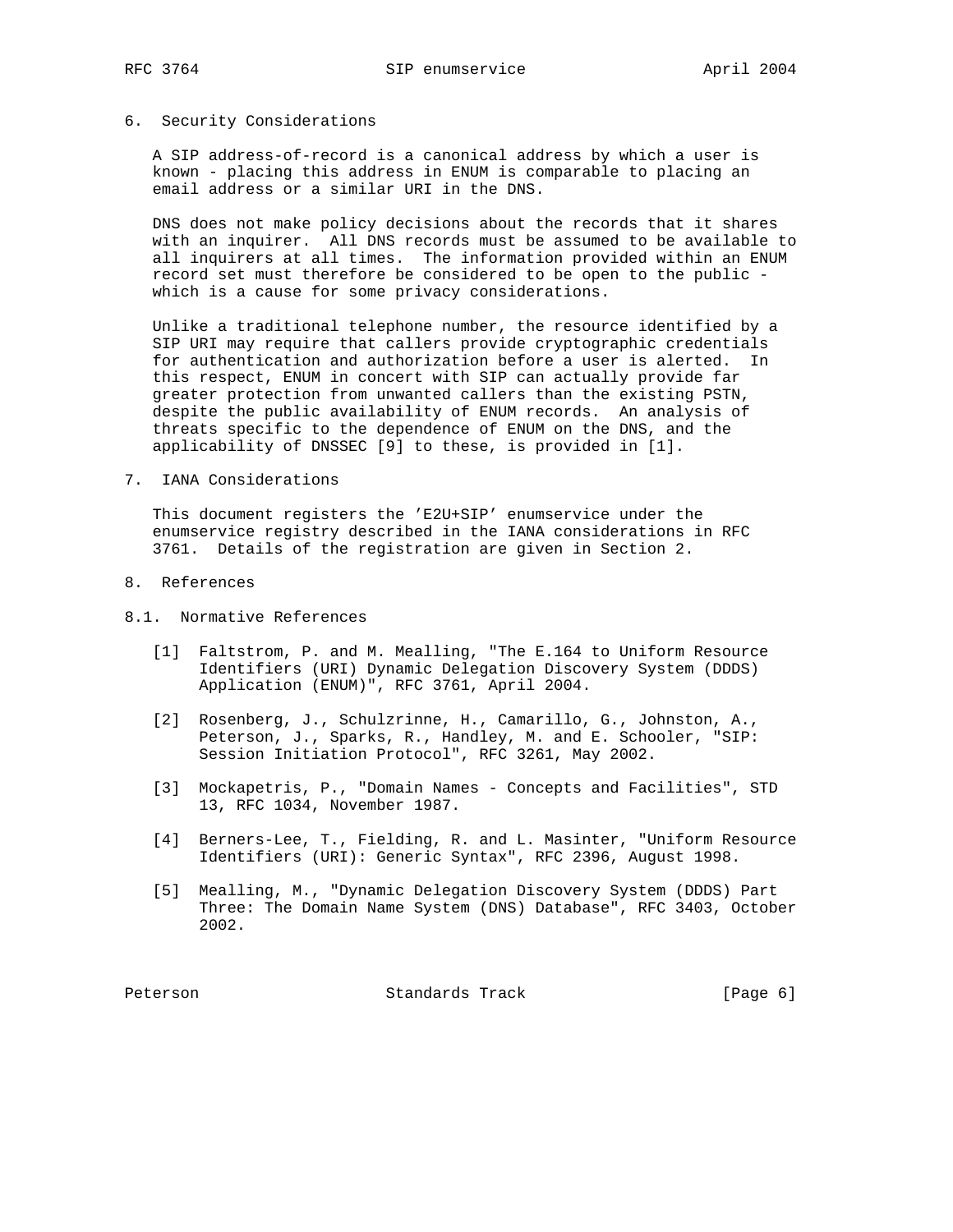## 6. Security Considerations

A SIP address-of-record is a canonical address by which a user is known - placing this address in ENUM is comparable to placing an email address or a similar URI in the DNS.

DNS does not make policy decisions about the records that it shares with an inquirer. All DNS records must be assumed to be available to all inquirers at all times. The information provided within an ENUM record set must therefore be considered to be open to the public - which is a cause for some privacy considerations.

Unlike a traditional telephone number, the resource identified by a SIP URI may require that callers provide cryptographic credentials for authentication and authorization before a user is alerted. In this respect, ENUM in concert with SIP can actually provide far greater protection from unwanted callers than the existing PSTN, despite the public availability of ENUM records. An analysis of threats specific to the dependence of ENUM on the DNS, and the applicability of DNSSEC [9] to these, is provided in [1].

## 7. IANA Considerations

This document registers the 'E2U+SIP' enumservice under the enumservice registry described in the IANA considerations in RFC 3761. Details of the registration are given in Section 2.

## 8. References

### 8.1. Normative References

[1] Faltstrom, P. and M. Mealling, "The E.164 to Uniform Resource Identifiers (URI) Dynamic Delegation Discovery System (DDDS) Application (ENUM)", RFC 3761, April 2004.

[2] Rosenberg, J., Schulzrinne, H., Camarillo, G., Johnston, A., Peterson, J., Sparks, R., Handley, M. and E. Schooler, "SIP: Session Initiation Protocol", RFC 3261, May 2002.

[3] Mockapetris, P., "Domain Names - Concepts and Facilities", STD 13, RFC 1034, November 1987.

[4] Berners-Lee, T., Fielding, R. and L. Masinter, "Uniform Resource Identifiers (URI): Generic Syntax", RFC 2396, August 1998.

[5] Mealling, M., "Dynamic Delegation Discovery System (DDDS) Part Three: The Domain Name System (DNS) Database", RFC 3403, October 2002.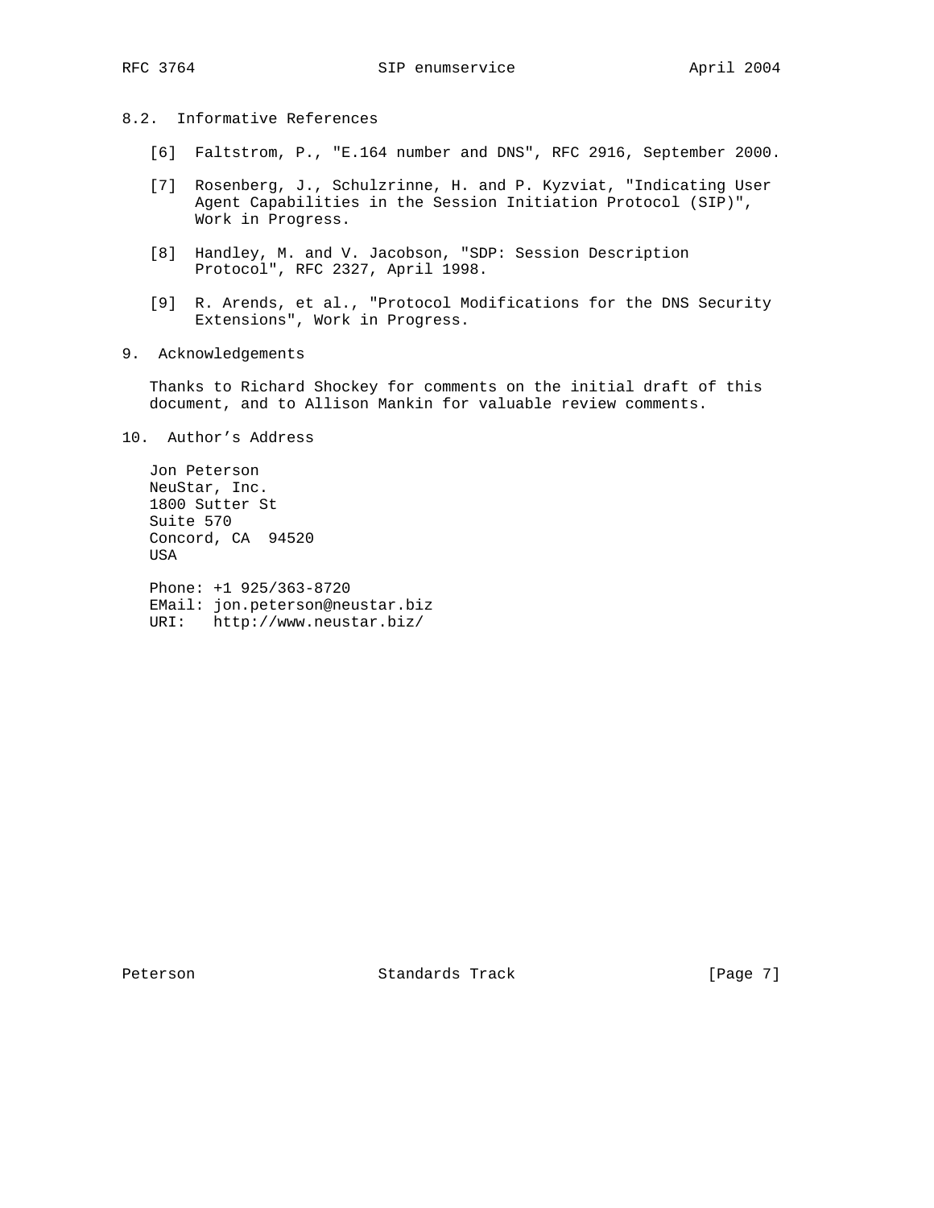### 8.2. Informative References

[6] Faltstrom, P., "E.164 number and DNS", RFC 2916, September 2000.

[7] Rosenberg, J., Schulzrinne, H. and P. Kyzviat, "Indicating User Agent Capabilities in the Session Initiation Protocol (SIP)", Work in Progress.

[8] Handley, M. and V. Jacobson, "SDP: Session Description Protocol", RFC 2327, April 1998.

[9] R. Arends, et al., "Protocol Modifications for the DNS Security Extensions", Work in Progress.

## 9. Acknowledgements

Thanks to Richard Shockey for comments on the initial draft of this document, and to Allison Mankin for valuable review comments.

## 10. Author's Address

Jon Peterson
NeuStar, Inc.
1800 Sutter St
Suite 570
Concord, CA 94520
USA

Phone: +1 925/363-8720
EMail: jon.peterson@neustar.biz
URI: http://www.neustar.biz/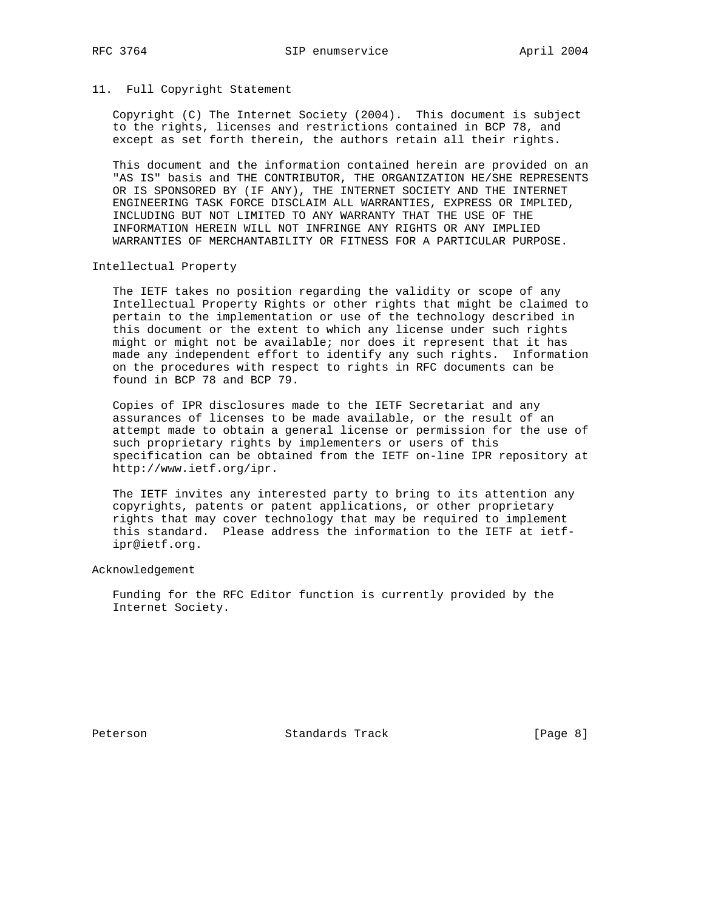## 11. Full Copyright Statement

Copyright (C) The Internet Society (2004). This document is subject to the rights, licenses and restrictions contained in BCP 78, and except as set forth therein, the authors retain all their rights.

This document and the information contained herein are provided on an "AS IS" basis and THE CONTRIBUTOR, THE ORGANIZATION HE/SHE REPRESENTS OR IS SPONSORED BY (IF ANY), THE INTERNET SOCIETY AND THE INTERNET ENGINEERING TASK FORCE DISCLAIM ALL WARRANTIES, EXPRESS OR IMPLIED, INCLUDING BUT NOT LIMITED TO ANY WARRANTY THAT THE USE OF THE INFORMATION HEREIN WILL NOT INFRINGE ANY RIGHTS OR ANY IMPLIED WARRANTIES OF MERCHANTABILITY OR FITNESS FOR A PARTICULAR PURPOSE.

## Intellectual Property

The IETF takes no position regarding the validity or scope of any Intellectual Property Rights or other rights that might be claimed to pertain to the implementation or use of the technology described in this document or the extent to which any license under such rights might or might not be available; nor does it represent that it has made any independent effort to identify any such rights. Information on the procedures with respect to rights in RFC documents can be found in BCP 78 and BCP 79.

Copies of IPR disclosures made to the IETF Secretariat and any assurances of licenses to be made available, or the result of an attempt made to obtain a general license or permission for the use of such proprietary rights by implementers or users of this specification can be obtained from the IETF on-line IPR repository at http://www.ietf.org/ipr.

The IETF invites any interested party to bring to its attention any copyrights, patents or patent applications, or other proprietary rights that may cover technology that may be required to implement this standard. Please address the information to the IETF at ietf-ipr@ietf.org.

## Acknowledgement

Funding for the RFC Editor function is currently provided by the Internet Society.